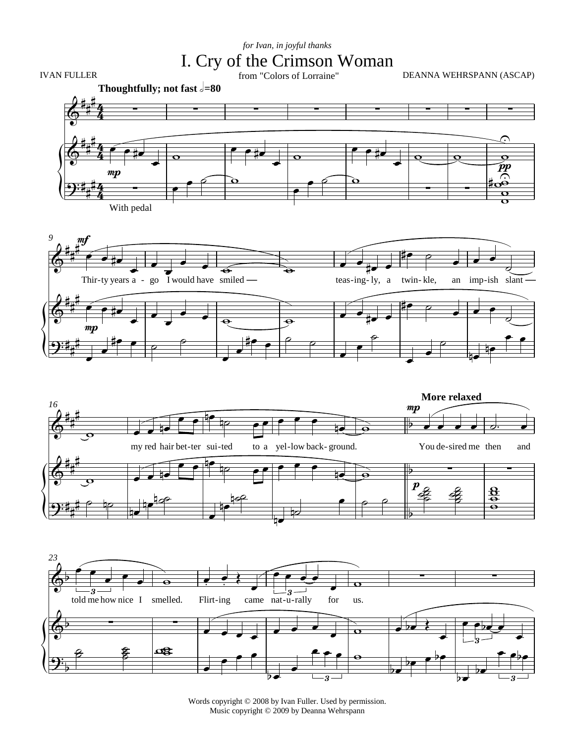*for Ivan, in joyful thanks*

# I. Cry of the Crimson Woman

from "Colors of Lorraine"

IVAN FULLER

DEANNA WEHRSPANN (ASCAP)

**Thoughtfully; not fast** 𝅗𝅥=80

With pedal

Thir-ty years a - go I would have smiled — teas-ing-ly, a twin-kle, an imp-ish slant — my red hair bet-ter sui-ted to a yel-low back-ground.

**More relaxed**

You de-sired me then and told me how nice I smelled. Flirt-ing came nat-u-rally for us.

Words copyright © 2008 by Ivan Fuller. Used by permission.
Music copyright © 2009 by Deanna Wehrspann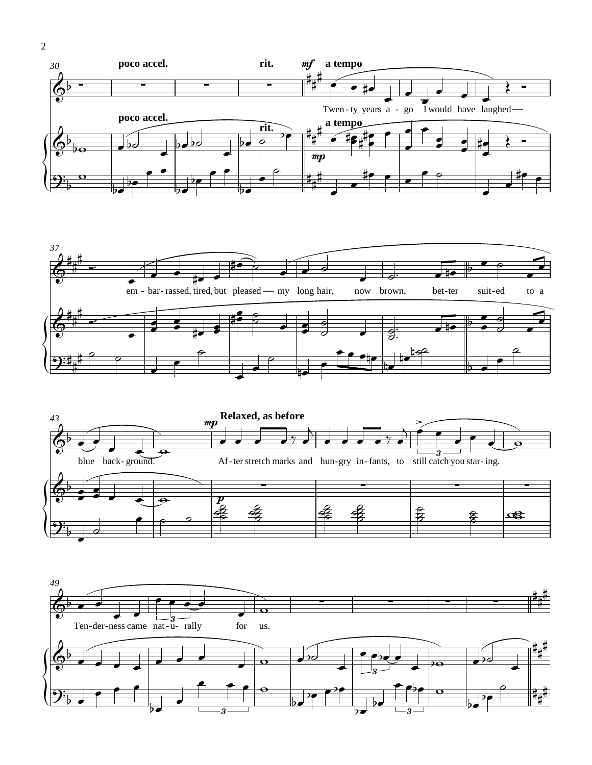30

**poco accel.** **rit.** *mf* **a tempo**

Twen-ty years a - go I would have laughed —

**poco accel.** **rit.** **a tempo**

*mp*

37

em - bar- rassed, tired, but pleased — my long hair, now brown, bet-ter suit-ed to a

43

blue back- ground.

*mp* **Relaxed, as before**

Af - ter stretch marks and hun-gry in- fants, to still catch you star- ing.

*p*

49

Ten-der-ness came nat - u- rally for us.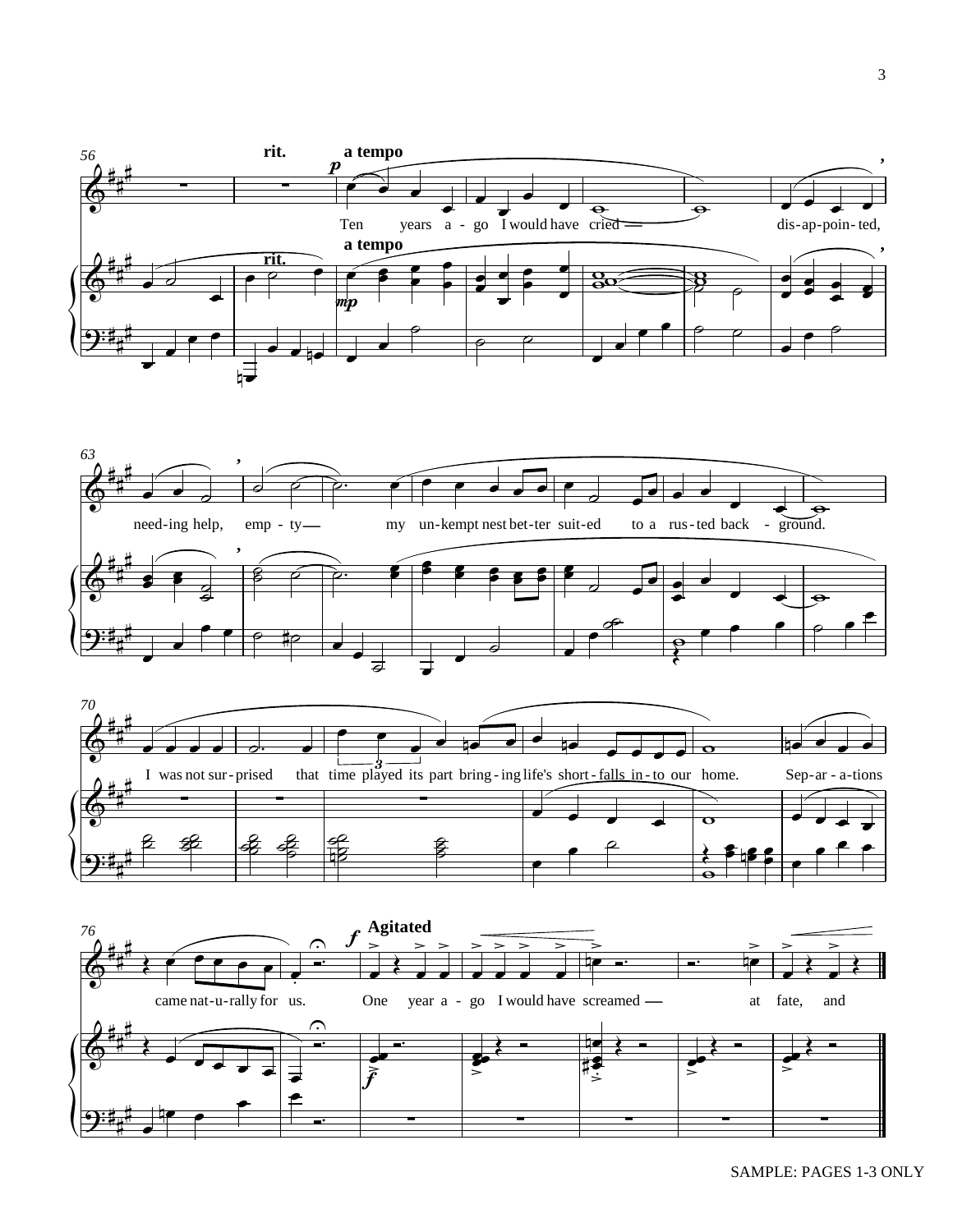rit. a tempo

Ten years a - go I would have cried — dis-ap-poin-ted,

need-ing help, emp - ty — my un-kempt nest bet-ter suit-ed to a rus-ted back - ground.

I was not sur-prised that time played its part bring-ing life's short-falls in-to our home. Sep-ar - a-tions

came nat-u-rally for us.

Agitated

One year a - go I would have screamed — at fate, and